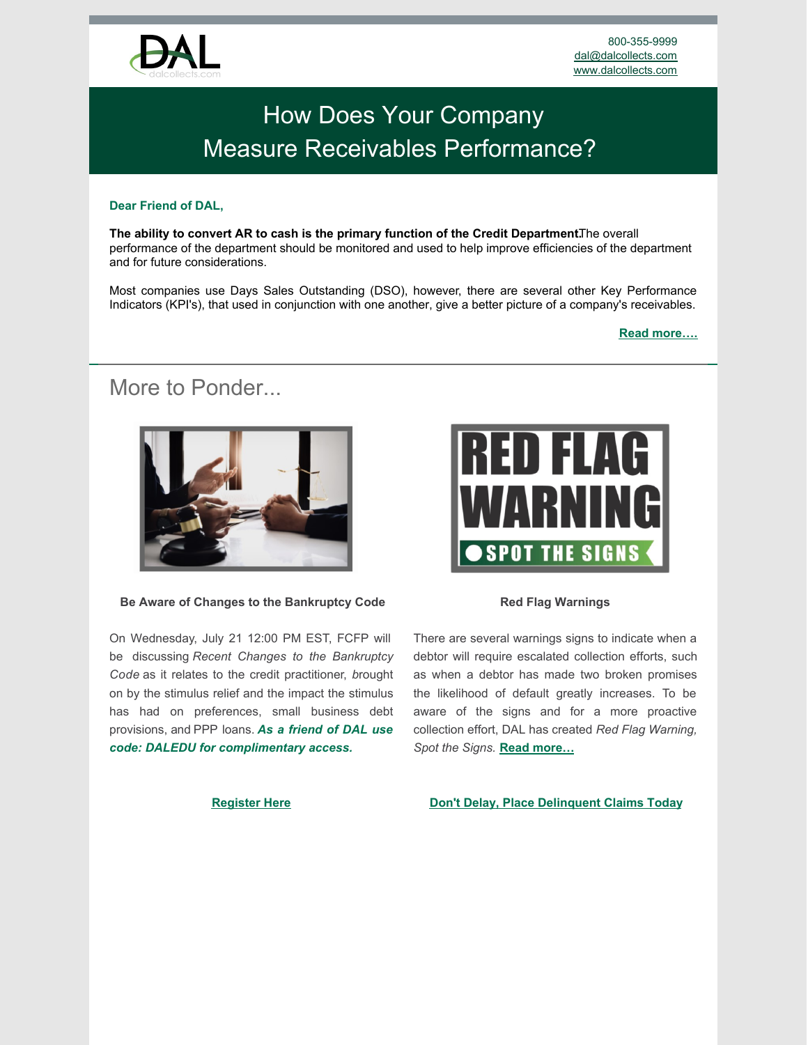800-355-9999
dal@dalcollects.com
www.dalcollects.com

# How Does Your Company Measure Receivables Performance?

**Dear Friend of DAL,**

**The ability to convert AR to cash is the primary function of the Credit Department.** The overall performance of the department should be monitored and used to help improve efficiencies of the department and for future considerations.

Most companies use Days Sales Outstanding (DSO), however, there are several other Key Performance Indicators (KPI's), that used in conjunction with one another, give a better picture of a company's receivables.

**Read more….**

## More to Ponder...

### Be Aware of Changes to the Bankruptcy Code

On Wednesday, July 21 12:00 PM EST, FCFP will be discussing *Recent Changes to the Bankruptcy Code* as it relates to the credit practitioner, brought on by the stimulus relief and the impact the stimulus has had on preferences, small business debt provisions, and PPP loans. ***As a friend of DAL use code: DALEDU for complimentary access.***

**Register Here**

### Red Flag Warnings

There are several warnings signs to indicate when a debtor will require escalated collection efforts, such as when a debtor has made two broken promises the likelihood of default greatly increases. To be aware of the signs and for a more proactive collection effort, DAL has created *Red Flag Warning, Spot the Signs.* **Read more…**

**Don't Delay, Place Delinquent Claims Today**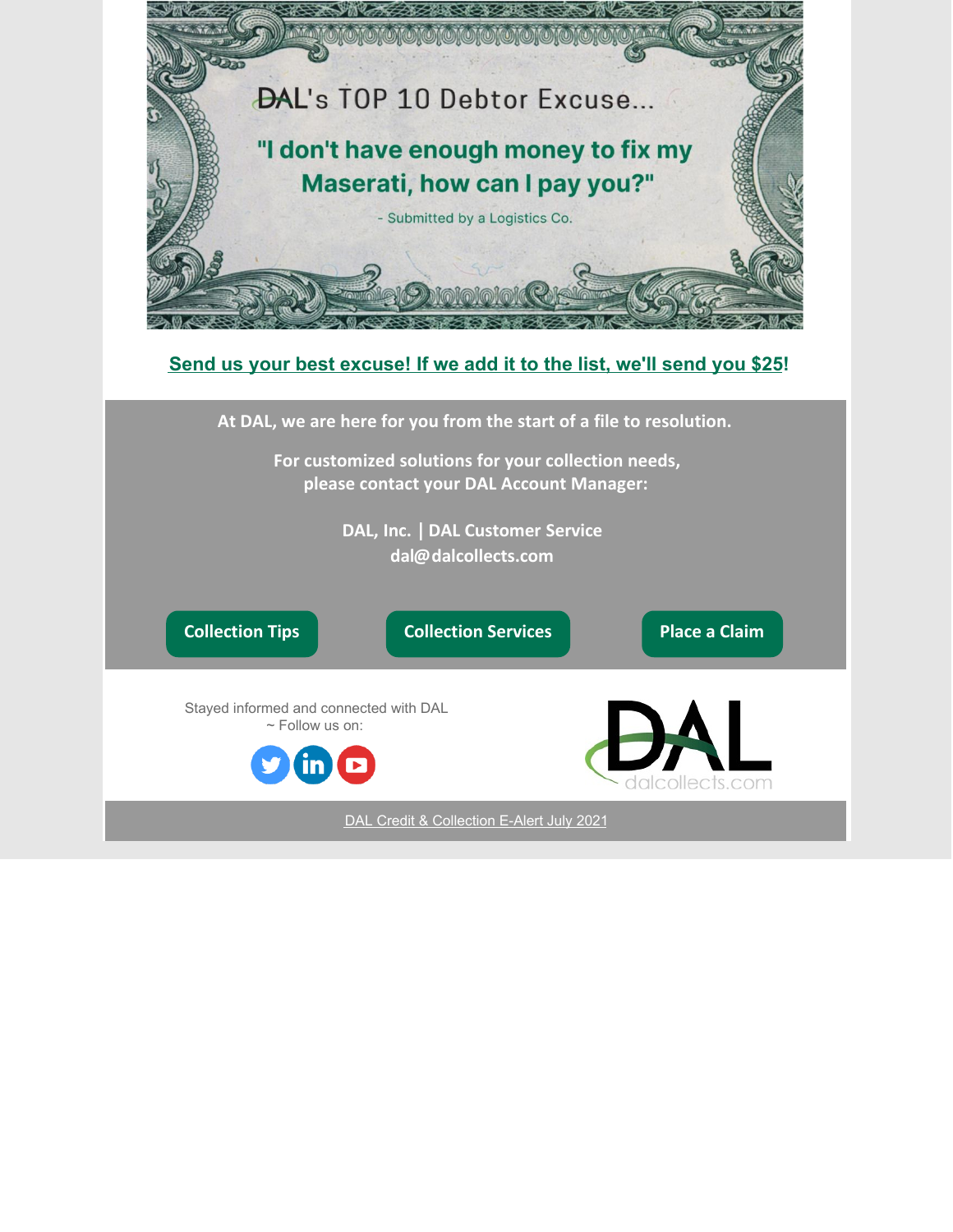DAL's TOP 10 Debtor Excuse...

**"I don't have enough money to fix my Maserati, how can I pay you?"**

- Submitted by a Logistics Co.

**Send us your best excuse! If we add it to the list, we'll send you $25!**

**At DAL, we are here for you from the start of a file to resolution.**

**For customized solutions for your collection needs, please contact your DAL Account Manager:**

**DAL, Inc. | DAL Customer Service**
**dal@dalcollects.com**

**Collection Tips** **Collection Services** **Place a Claim**

Stayed informed and connected with DAL ~ Follow us on:

DAL dalcollects.com

DAL Credit & Collection E-Alert July 2021